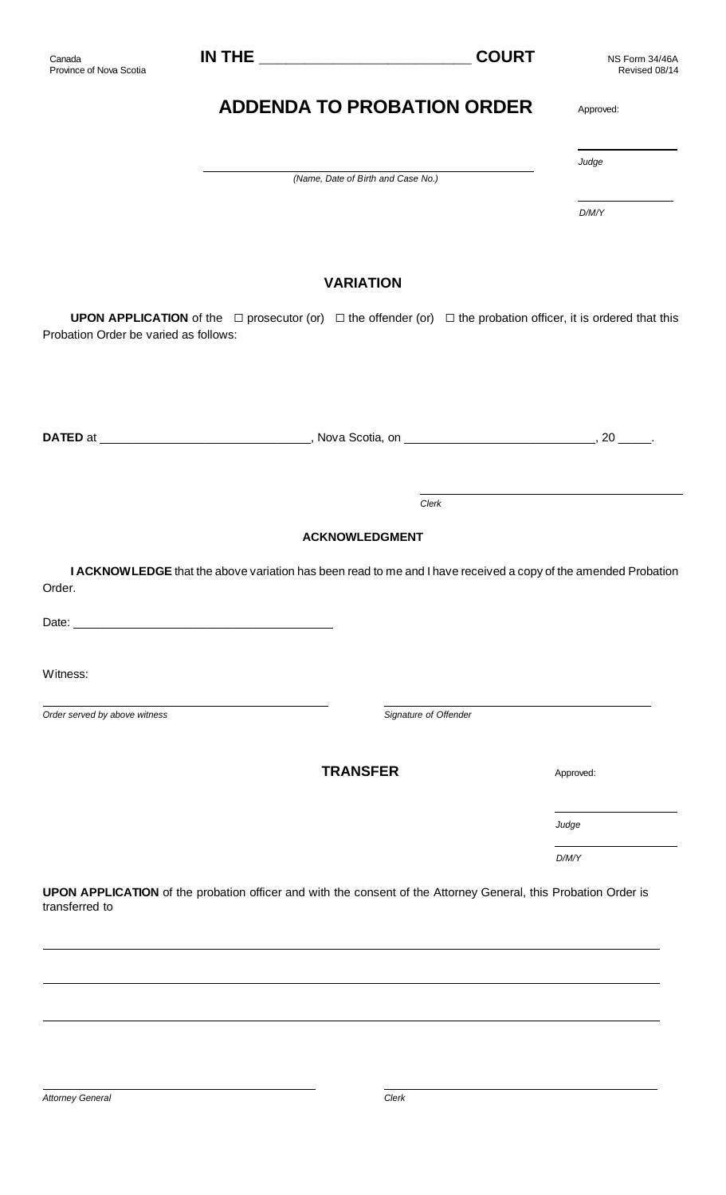Canada
Province of Nova Scotia

**IN THE \_\_\_\_\_\_\_\_\_\_\_\_\_\_\_\_\_\_\_\_\_\_\_\_\_\_ COURT**

NS Form 34/46A
Revised 08/14

# ADDENDA TO PROBATION ORDER

Approved:

\_\_\_\_\_\_\_\_\_\_\_\_\_\_\_\_\_\_\_\_\_\_\_\_
*Judge*

\_\_\_\_\_\_\_\_\_\_\_\_\_\_\_\_\_\_\_\_\_\_\_\_
*D/M/Y*

\_\_\_\_\_\_\_\_\_\_\_\_\_\_\_\_\_\_\_\_\_\_\_\_\_\_\_\_\_\_\_\_\_\_\_\_\_\_\_\_\_\_\_\_\_\_\_\_
*(Name, Date of Birth and Case No.)*

## VARIATION

**UPON APPLICATION** of the ☐ prosecutor (or) ☐ the offender (or) ☐ the probation officer, it is ordered that this Probation Order be varied as follows:

**DATED** at \_\_\_\_\_\_\_\_\_\_\_\_\_\_\_\_\_\_\_\_\_\_\_\_\_\_\_\_\_\_\_, Nova Scotia, on \_\_\_\_\_\_\_\_\_\_\_\_\_\_\_\_\_\_\_\_\_\_\_\_\_\_\_\_\_, 20 \_\_\_\_\_.

\_\_\_\_\_\_\_\_\_\_\_\_\_\_\_\_\_\_\_\_\_\_\_\_\_\_\_\_\_\_\_\_\_\_\_\_\_\_\_\_
*Clerk*

### ACKNOWLEDGMENT

**I ACKNOWLEDGE** that the above variation has been read to me and I have received a copy of the amended Probation Order.

Date: \_\_\_\_\_\_\_\_\_\_\_\_\_\_\_\_\_\_\_\_\_\_\_\_\_\_\_\_\_\_\_\_\_\_\_\_\_\_\_\_

Witness:

\_\_\_\_\_\_\_\_\_\_\_\_\_\_\_\_\_\_\_\_\_\_\_\_\_\_\_\_\_\_\_\_\_\_\_\_\_\_\_\_
*Order served by above witness*

\_\_\_\_\_\_\_\_\_\_\_\_\_\_\_\_\_\_\_\_\_\_\_\_\_\_\_\_\_\_\_\_\_\_\_\_\_\_\_\_
*Signature of Offender*

## TRANSFER

Approved:

\_\_\_\_\_\_\_\_\_\_\_\_\_\_\_\_\_\_\_\_\_\_\_\_
*Judge*

\_\_\_\_\_\_\_\_\_\_\_\_\_\_\_\_\_\_\_\_\_\_\_\_
*D/M/Y*

**UPON APPLICATION** of the probation officer and with the consent of the Attorney General, this Probation Order is transferred to

\_\_\_\_\_\_\_\_\_\_\_\_\_\_\_\_\_\_\_\_\_\_\_\_\_\_\_\_\_\_\_\_\_\_\_\_\_\_\_\_\_\_\_\_\_\_\_\_\_\_\_\_\_\_\_\_\_\_\_\_\_\_\_\_\_\_\_\_\_\_\_\_\_\_\_\_\_\_\_\_\_\_\_\_\_\_\_\_\_\_

\_\_\_\_\_\_\_\_\_\_\_\_\_\_\_\_\_\_\_\_\_\_\_\_\_\_\_\_\_\_\_\_\_\_\_\_\_\_\_\_\_\_\_\_\_\_\_\_\_\_\_\_\_\_\_\_\_\_\_\_\_\_\_\_\_\_\_\_\_\_\_\_\_\_\_\_\_\_\_\_\_\_\_\_\_\_\_\_\_\_

\_\_\_\_\_\_\_\_\_\_\_\_\_\_\_\_\_\_\_\_\_\_\_\_\_\_\_\_\_\_\_\_\_\_\_\_\_\_\_\_\_\_\_\_\_\_\_\_\_\_\_\_\_\_\_\_\_\_\_\_\_\_\_\_\_\_\_\_\_\_\_\_\_\_\_\_\_\_\_\_\_\_\_\_\_\_\_\_\_\_

\_\_\_\_\_\_\_\_\_\_\_\_\_\_\_\_\_\_\_\_\_\_\_\_\_\_\_\_\_\_\_\_\_\_\_\_\_\_\_\_
*Attorney General*

\_\_\_\_\_\_\_\_\_\_\_\_\_\_\_\_\_\_\_\_\_\_\_\_\_\_\_\_\_\_\_\_\_\_\_\_\_\_\_\_
*Clerk*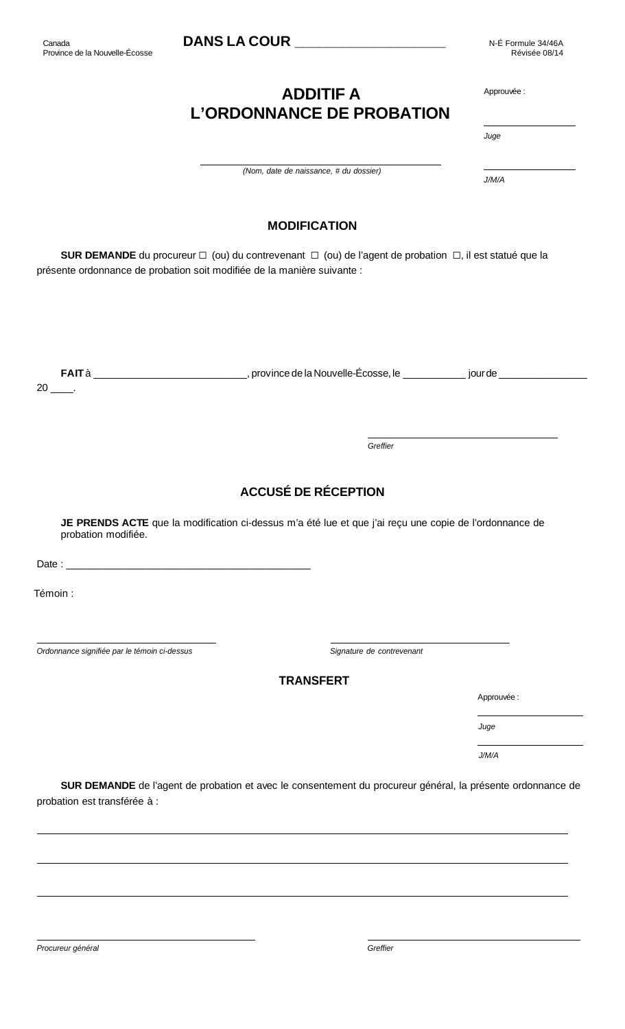Canada
Province de la Nouvelle-Écosse

**DANS LA COUR** ______________________

N-É Formule 34/46A
Révisée 08/14

# ADDITIF A L'ORDONNANCE DE PROBATION

Approuvée :

_______________
*Juge*

_______________
*J/M/A*

_______________________________________
*(Nom, date de naissance, # du dossier)*

## MODIFICATION

**SUR DEMANDE** du procureur ☐ (ou) du contrevenant ☐ (ou) de l'agent de probation ☐, il est statué que la présente ordonnance de probation soit modifiée de la manière suivante :

**FAIT** à __________________________, province de la Nouvelle-Écosse, le __________ jour de _______________ 20 ____.

_______________________________
*Greffier*

## ACCUSÉ DE RÉCEPTION

**JE PRENDS ACTE** que la modification ci-dessus m'a été lue et que j'ai reçu une copie de l'ordonnance de probation modifiée.

Date : ________________________________________

Témoin :

_______________________________
*Ordonnance signifiée par le témoin ci-dessus*

_______________________________
*Signature de contrevenant*

## TRANSFERT

Approuvée :

_______________
*Juge*

_______________
*J/M/A*

**SUR DEMANDE** de l'agent de probation et avec le consentement du procureur général, la présente ordonnance de probation est transférée à :

_______________________________________________________________________

_______________________________________________________________________

_______________________________________________________________________

_______________________________
*Procureur général*

_______________________________
*Greffier*